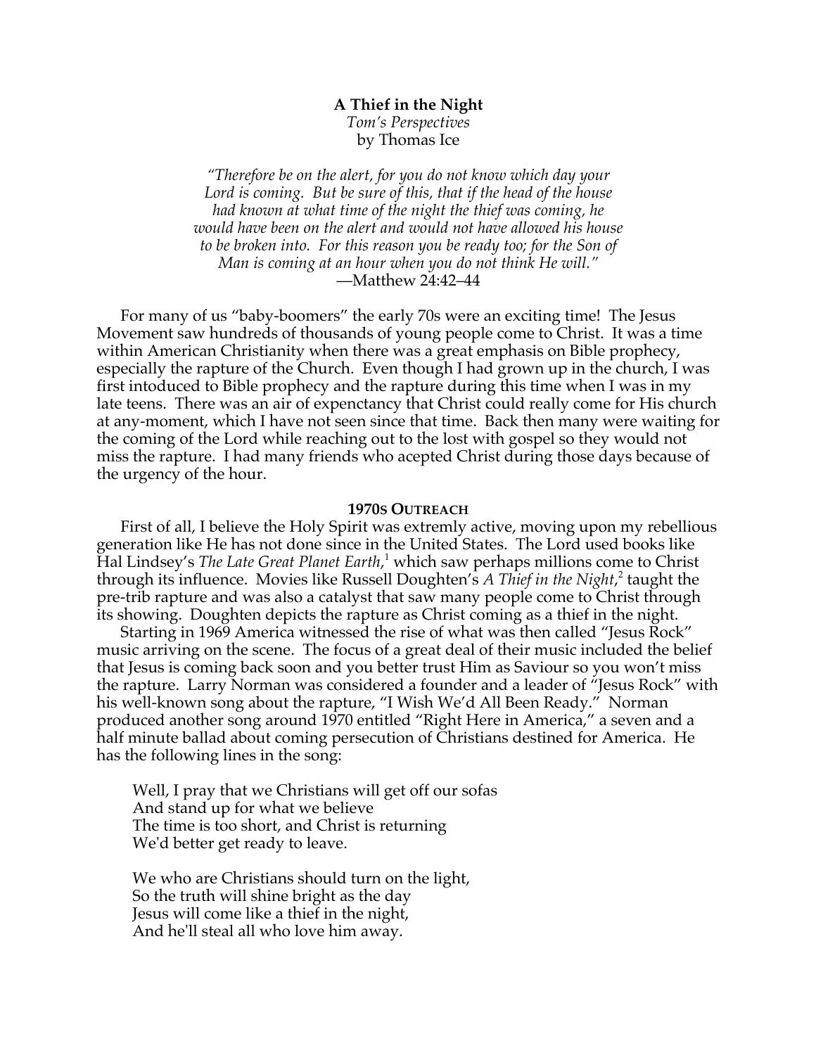**A Thief in the Night**

*Tom's Perspectives*

by Thomas Ice

*"Therefore be on the alert, for you do not know which day your Lord is coming. But be sure of this, that if the head of the house had known at what time of the night the thief was coming, he would have been on the alert and would not have allowed his house to be broken into. For this reason you be ready too; for the Son of Man is coming at an hour when you do not think He will."*
—Matthew 24:42–44

For many of us "baby-boomers" the early 70s were an exciting time! The Jesus Movement saw hundreds of thousands of young people come to Christ. It was a time within American Christianity when there was a great emphasis on Bible prophecy, especially the rapture of the Church. Even though I had grown up in the church, I was first intoduced to Bible prophecy and the rapture during this time when I was in my late teens. There was an air of expenctancy that Christ could really come for His church at any-moment, which I have not seen since that time. Back then many were waiting for the coming of the Lord while reaching out to the lost with gospel so they would not miss the rapture. I had many friends who acepted Christ during those days because of the urgency of the hour.

**1970s Outreach**

First of all, I believe the Holy Spirit was extremly active, moving upon my rebellious generation like He has not done since in the United States. The Lord used books like Hal Lindsey's *The Late Great Planet Earth*,[1] which saw perhaps millions come to Christ through its influence. Movies like Russell Doughten's *A Thief in the Night*,[2] taught the pre-trib rapture and was also a catalyst that saw many people come to Christ through its showing. Doughten depicts the rapture as Christ coming as a thief in the night.

Starting in 1969 America witnessed the rise of what was then called "Jesus Rock" music arriving on the scene. The focus of a great deal of their music included the belief that Jesus is coming back soon and you better trust Him as Saviour so you won't miss the rapture. Larry Norman was considered a founder and a leader of "Jesus Rock" with his well-known song about the rapture, "I Wish We'd All Been Ready." Norman produced another song around 1970 entitled "Right Here in America," a seven and a half minute ballad about coming persecution of Christians destined for America. He has the following lines in the song:

> Well, I pray that we Christians will get off our sofas
> And stand up for what we believe
> The time is too short, and Christ is returning
> We'd better get ready to leave.
>
> We who are Christians should turn on the light,
> So the truth will shine bright as the day
> Jesus will come like a thief in the night,
> And he'll steal all who love him away.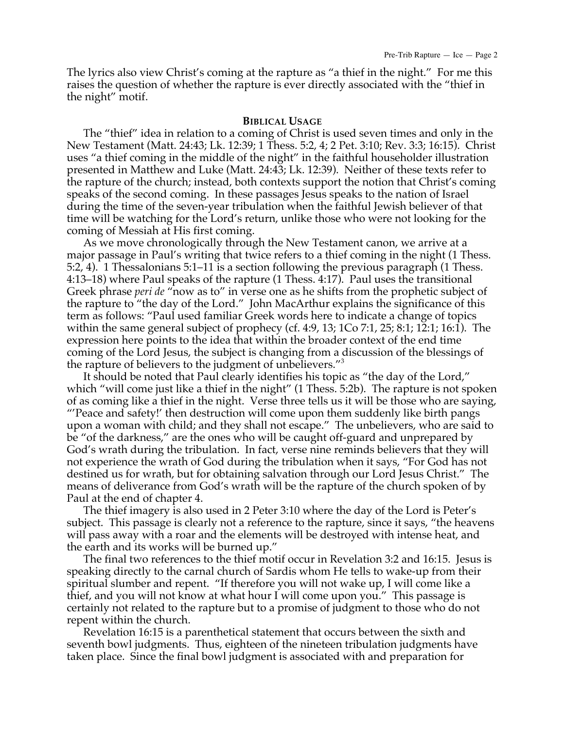The lyrics also view Christ's coming at the rapture as "a thief in the night." For me this raises the question of whether the rapture is ever directly associated with the "thief in the night" motif.

## Biblical Usage

The "thief" idea in relation to a coming of Christ is used seven times and only in the New Testament (Matt. 24:43; Lk. 12:39; 1 Thess. 5:2, 4; 2 Pet. 3:10; Rev. 3:3; 16:15). Christ uses "a thief coming in the middle of the night" in the faithful householder illustration presented in Matthew and Luke (Matt. 24:43; Lk. 12:39). Neither of these texts refer to the rapture of the church; instead, both contexts support the notion that Christ's coming speaks of the second coming. In these passages Jesus speaks to the nation of Israel during the time of the seven-year tribulation when the faithful Jewish believer of that time will be watching for the Lord's return, unlike those who were not looking for the coming of Messiah at His first coming.

As we move chronologically through the New Testament canon, we arrive at a major passage in Paul's writing that twice refers to a thief coming in the night (1 Thess. 5:2, 4). 1 Thessalonians 5:1–11 is a section following the previous paragraph (1 Thess. 4:13–18) where Paul speaks of the rapture (1 Thess. 4:17). Paul uses the transitional Greek phrase *peri de* "now as to" in verse one as he shifts from the prophetic subject of the rapture to "the day of the Lord." John MacArthur explains the significance of this term as follows: "Paul used familiar Greek words here to indicate a change of topics within the same general subject of prophecy (cf. 4:9, 13; 1Co 7:1, 25; 8:1; 12:1; 16:1). The expression here points to the idea that within the broader context of the end time coming of the Lord Jesus, the subject is changing from a discussion of the blessings of the rapture of believers to the judgment of unbelievers."[3]

It should be noted that Paul clearly identifies his topic as "the day of the Lord," which "will come just like a thief in the night" (1 Thess. 5:2b). The rapture is not spoken of as coming like a thief in the night. Verse three tells us it will be those who are saying, "'Peace and safety!' then destruction will come upon them suddenly like birth pangs upon a woman with child; and they shall not escape." The unbelievers, who are said to be "of the darkness," are the ones who will be caught off-guard and unprepared by God's wrath during the tribulation. In fact, verse nine reminds believers that they will not experience the wrath of God during the tribulation when it says, "For God has not destined us for wrath, but for obtaining salvation through our Lord Jesus Christ." The means of deliverance from God's wrath will be the rapture of the church spoken of by Paul at the end of chapter 4.

The thief imagery is also used in 2 Peter 3:10 where the day of the Lord is Peter's subject. This passage is clearly not a reference to the rapture, since it says, "the heavens will pass away with a roar and the elements will be destroyed with intense heat, and the earth and its works will be burned up."

The final two references to the thief motif occur in Revelation 3:2 and 16:15. Jesus is speaking directly to the carnal church of Sardis whom He tells to wake-up from their spiritual slumber and repent. "If therefore you will not wake up, I will come like a thief, and you will not know at what hour I will come upon you." This passage is certainly not related to the rapture but to a promise of judgment to those who do not repent within the church.

Revelation 16:15 is a parenthetical statement that occurs between the sixth and seventh bowl judgments. Thus, eighteen of the nineteen tribulation judgments have taken place. Since the final bowl judgment is associated with and preparation for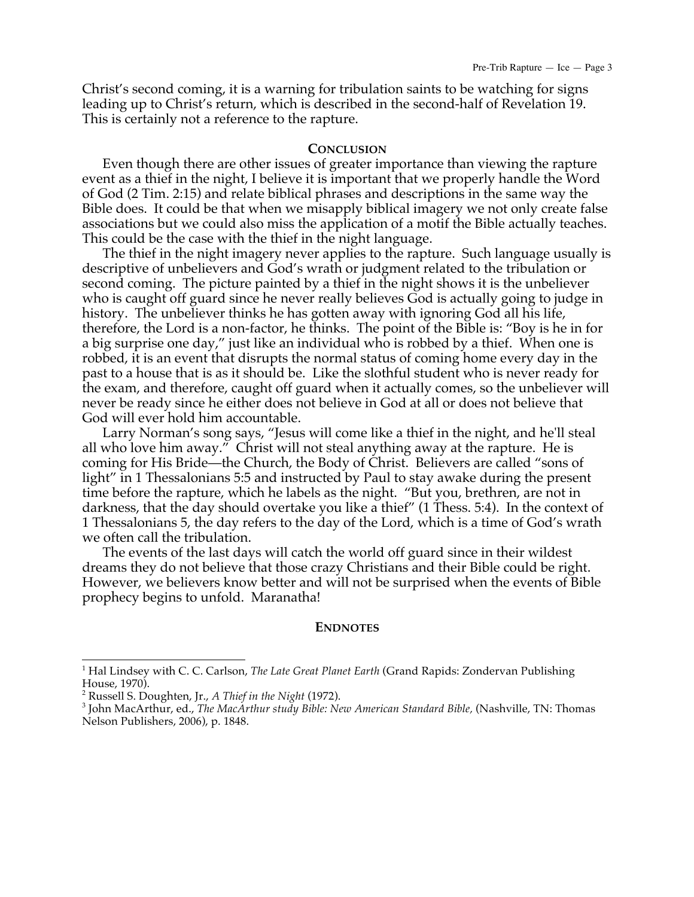Christ's second coming, it is a warning for tribulation saints to be watching for signs leading up to Christ's return, which is described in the second-half of Revelation 19. This is certainly not a reference to the rapture.

## Conclusion

Even though there are other issues of greater importance than viewing the rapture event as a thief in the night, I believe it is important that we properly handle the Word of God (2 Tim. 2:15) and relate biblical phrases and descriptions in the same way the Bible does. It could be that when we misapply biblical imagery we not only create false associations but we could also miss the application of a motif the Bible actually teaches. This could be the case with the thief in the night language.

The thief in the night imagery never applies to the rapture. Such language usually is descriptive of unbelievers and God's wrath or judgment related to the tribulation or second coming. The picture painted by a thief in the night shows it is the unbeliever who is caught off guard since he never really believes God is actually going to judge in history. The unbeliever thinks he has gotten away with ignoring God all his life, therefore, the Lord is a non-factor, he thinks. The point of the Bible is: "Boy is he in for a big surprise one day," just like an individual who is robbed by a thief. When one is robbed, it is an event that disrupts the normal status of coming home every day in the past to a house that is as it should be. Like the slothful student who is never ready for the exam, and therefore, caught off guard when it actually comes, so the unbeliever will never be ready since he either does not believe in God at all or does not believe that God will ever hold him accountable.

Larry Norman's song says, "Jesus will come like a thief in the night, and he'll steal all who love him away." Christ will not steal anything away at the rapture. He is coming for His Bride—the Church, the Body of Christ. Believers are called "sons of light" in 1 Thessalonians 5:5 and instructed by Paul to stay awake during the present time before the rapture, which he labels as the night. "But you, brethren, are not in darkness, that the day should overtake you like a thief" (1 Thess. 5:4). In the context of 1 Thessalonians 5, the day refers to the day of the Lord, which is a time of God's wrath we often call the tribulation.

The events of the last days will catch the world off guard since in their wildest dreams they do not believe that those crazy Christians and their Bible could be right. However, we believers know better and will not be surprised when the events of Bible prophecy begins to unfold. Maranatha!

## Endnotes

[1] Hal Lindsey with C. C. Carlson, *The Late Great Planet Earth* (Grand Rapids: Zondervan Publishing House, 1970).

[2] Russell S. Doughten, Jr., *A Thief in the Night* (1972).

[3] John MacArthur, ed., *The MacArthur study Bible: New American Standard Bible,* (Nashville, TN: Thomas Nelson Publishers, 2006), p. 1848.